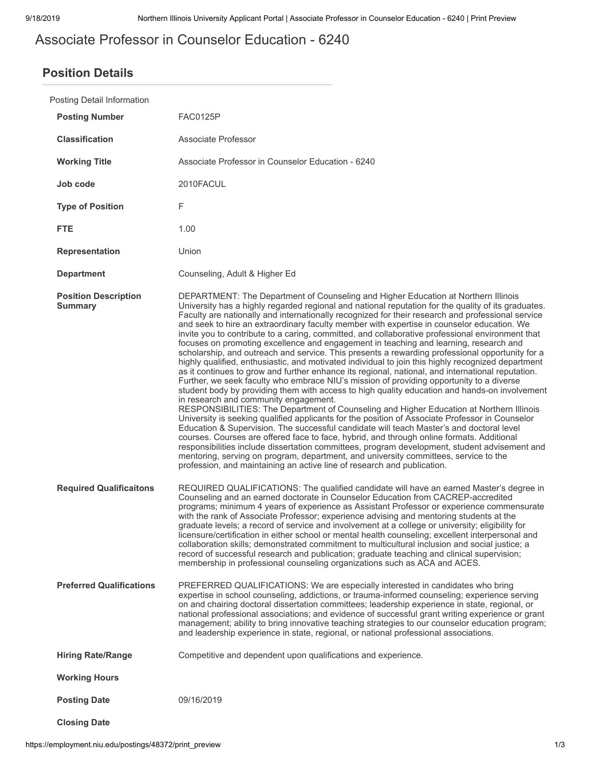# Associate Professor in Counselor Education - 6240

## Position Details

Posting Detail Information

| | |
|---|---|
| **Posting Number** | FAC0125P |
| **Classification** | Associate Professor |
| **Working Title** | Associate Professor in Counselor Education - 6240 |
| **Job code** | 2010FACUL |
| **Type of Position** | F |
| **FTE** | 1.00 |
| **Representation** | Union |
| **Department** | Counseling, Adult & Higher Ed |
| **Position Description Summary** | DEPARTMENT: The Department of Counseling and Higher Education at Northern Illinois University has a highly regarded regional and national reputation for the quality of its graduates. Faculty are nationally and internationally recognized for their research and professional service and seek to hire an extraordinary faculty member with expertise in counselor education. We invite you to contribute to a caring, committed, and collaborative professional environment that focuses on promoting excellence and engagement in teaching and learning, research and scholarship, and outreach and service. This presents a rewarding professional opportunity for a highly qualified, enthusiastic, and motivated individual to join this highly recognized department as it continues to grow and further enhance its regional, national, and international reputation. Further, we seek faculty who embrace NIU's mission of providing opportunity to a diverse student body by providing them with access to high quality education and hands-on involvement in research and community engagement.<br>RESPONSIBILITIES: The Department of Counseling and Higher Education at Northern Illinois University is seeking qualified applicants for the position of Associate Professor in Counselor Education & Supervision. The successful candidate will teach Master's and doctoral level courses. Courses are offered face to face, hybrid, and through online formats. Additional responsibilities include dissertation committees, program development, student advisement and mentoring, serving on program, department, and university committees, service to the profession, and maintaining an active line of research and publication. |
| **Required Qualificaitons** | REQUIRED QUALIFICATIONS: The qualified candidate will have an earned Master's degree in Counseling and an earned doctorate in Counselor Education from CACREP-accredited programs; minimum 4 years of experience as Assistant Professor or experience commensurate with the rank of Associate Professor; experience advising and mentoring students at the graduate levels; a record of service and involvement at a college or university; eligibility for licensure/certification in either school or mental health counseling; excellent interpersonal and collaboration skills; demonstrated commitment to multicultural inclusion and social justice; a record of successful research and publication; graduate teaching and clinical supervision; membership in professional counseling organizations such as ACA and ACES. |
| **Preferred Qualifications** | PREFERRED QUALIFICATIONS: We are especially interested in candidates who bring expertise in school counseling, addictions, or trauma-informed counseling; experience serving on and chairing doctoral dissertation committees; leadership experience in state, regional, or national professional associations; and evidence of successful grant writing experience or grant management; ability to bring innovative teaching strategies to our counselor education program; and leadership experience in state, regional, or national professional associations. |
| **Hiring Rate/Range** | Competitive and dependent upon qualifications and experience. |
| **Working Hours** | |
| **Posting Date** | 09/16/2019 |
| **Closing Date** | |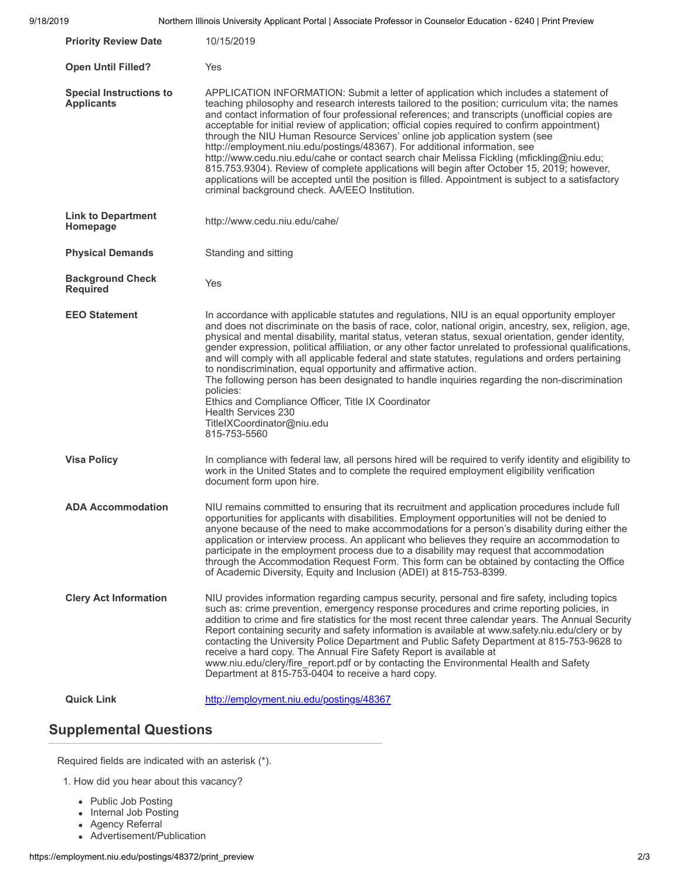| | |
|---|---|
| **Priority Review Date** | 10/15/2019 |
| **Open Until Filled?** | Yes |
| **Special Instructions to Applicants** | APPLICATION INFORMATION: Submit a letter of application which includes a statement of teaching philosophy and research interests tailored to the position; curriculum vita; the names and contact information of four professional references; and transcripts (unofficial copies are acceptable for initial review of application; official copies required to confirm appointment) through the NIU Human Resource Services' online job application system (see http://employment.niu.edu/postings/48367). For additional information, see http://www.cedu.niu.edu/cahe or contact search chair Melissa Fickling (mfickling@niu.edu; 815.753.9304). Review of complete applications will begin after October 15, 2019; however, applications will be accepted until the position is filled. Appointment is subject to a satisfactory criminal background check. AA/EEO Institution. |
| **Link to Department Homepage** | http://www.cedu.niu.edu/cahe/ |
| **Physical Demands** | Standing and sitting |
| **Background Check Required** | Yes |
| **EEO Statement** | In accordance with applicable statutes and regulations, NIU is an equal opportunity employer and does not discriminate on the basis of race, color, national origin, ancestry, sex, religion, age, physical and mental disability, marital status, veteran status, sexual orientation, gender identity, gender expression, political affiliation, or any other factor unrelated to professional qualifications, and will comply with all applicable federal and state statutes, regulations and orders pertaining to nondiscrimination, equal opportunity and affirmative action.<br>The following person has been designated to handle inquiries regarding the non-discrimination policies:<br>Ethics and Compliance Officer, Title IX Coordinator<br>Health Services 230<br>TitleIXCoordinator@niu.edu<br>815-753-5560 |
| **Visa Policy** | In compliance with federal law, all persons hired will be required to verify identity and eligibility to work in the United States and to complete the required employment eligibility verification document form upon hire. |
| **ADA Accommodation** | NIU remains committed to ensuring that its recruitment and application procedures include full opportunities for applicants with disabilities. Employment opportunities will not be denied to anyone because of the need to make accommodations for a person's disability during either the application or interview process. An applicant who believes they require an accommodation to participate in the employment process due to a disability may request that accommodation through the Accommodation Request Form. This form can be obtained by contacting the Office of Academic Diversity, Equity and Inclusion (ADEI) at 815-753-8399. |
| **Clery Act Information** | NIU provides information regarding campus security, personal and fire safety, including topics such as: crime prevention, emergency response procedures and crime reporting policies, in addition to crime and fire statistics for the most recent three calendar years. The Annual Security Report containing security and safety information is available at www.safety.niu.edu/clery or by contacting the University Police Department and Public Safety Department at 815-753-9628 to receive a hard copy. The Annual Fire Safety Report is available at www.niu.edu/clery/fire_report.pdf or by contacting the Environmental Health and Safety Department at 815-753-0404 to receive a hard copy. |
| **Quick Link** | http://employment.niu.edu/postings/48367 |

## Supplemental Questions

Required fields are indicated with an asterisk (*).

1. How did you hear about this vacancy?
   - Public Job Posting
   - Internal Job Posting
   - Agency Referral
   - Advertisement/Publication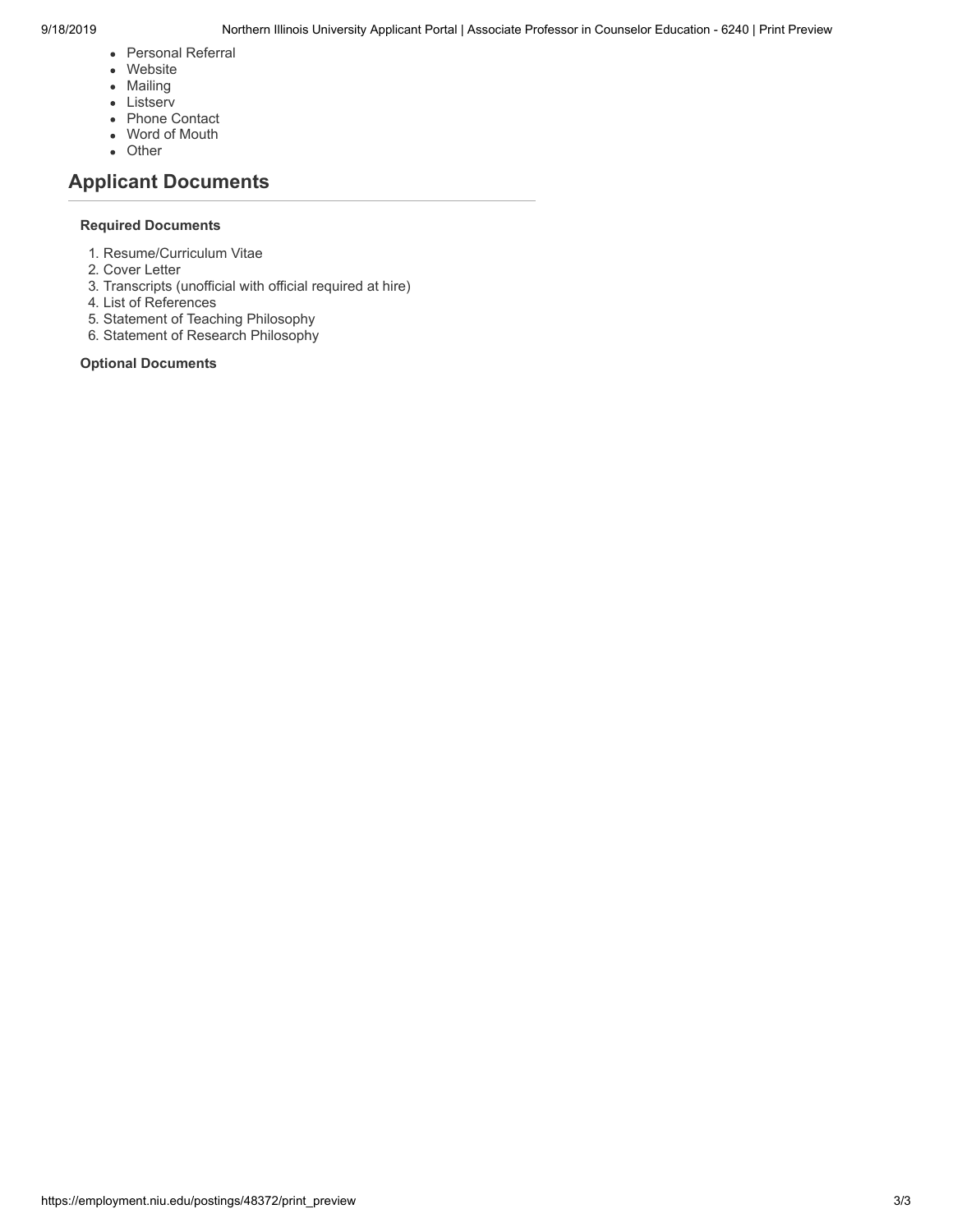- Personal Referral
- Website
- Mailing
- Listserv
- Phone Contact
- Word of Mouth
- Other

## Applicant Documents

**Required Documents**

1. Resume/Curriculum Vitae
2. Cover Letter
3. Transcripts (unofficial with official required at hire)
4. List of References
5. Statement of Teaching Philosophy
6. Statement of Research Philosophy

**Optional Documents**